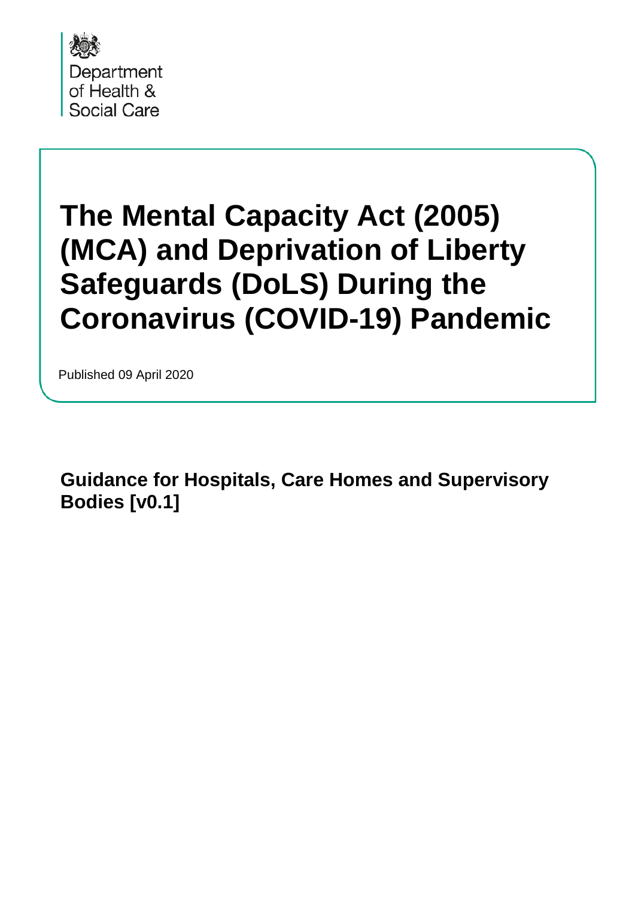Department of Health & Social Care

# The Mental Capacity Act (2005) (MCA) and Deprivation of Liberty Safeguards (DoLS) During the Coronavirus (COVID-19) Pandemic

Published 09 April 2020

## Guidance for Hospitals, Care Homes and Supervisory Bodies [v0.1]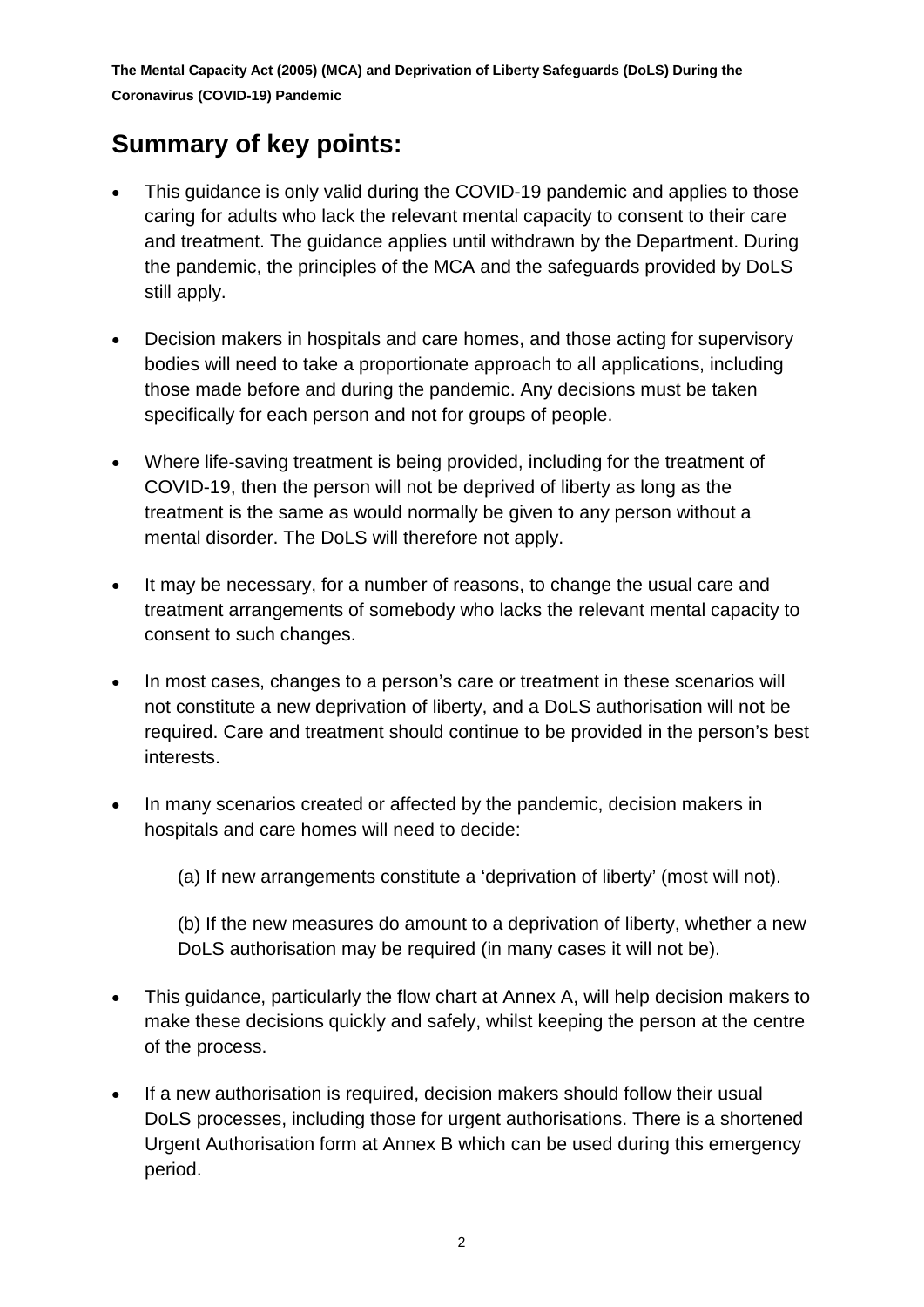## Summary of key points:

- This guidance is only valid during the COVID-19 pandemic and applies to those caring for adults who lack the relevant mental capacity to consent to their care and treatment. The guidance applies until withdrawn by the Department. During the pandemic, the principles of the MCA and the safeguards provided by DoLS still apply.
- Decision makers in hospitals and care homes, and those acting for supervisory bodies will need to take a proportionate approach to all applications, including those made before and during the pandemic. Any decisions must be taken specifically for each person and not for groups of people.
- Where life-saving treatment is being provided, including for the treatment of COVID-19, then the person will not be deprived of liberty as long as the treatment is the same as would normally be given to any person without a mental disorder. The DoLS will therefore not apply.
- It may be necessary, for a number of reasons, to change the usual care and treatment arrangements of somebody who lacks the relevant mental capacity to consent to such changes.
- In most cases, changes to a person's care or treatment in these scenarios will not constitute a new deprivation of liberty, and a DoLS authorisation will not be required. Care and treatment should continue to be provided in the person's best interests.
- In many scenarios created or affected by the pandemic, decision makers in hospitals and care homes will need to decide:

  (a) If new arrangements constitute a 'deprivation of liberty' (most will not).

  (b) If the new measures do amount to a deprivation of liberty, whether a new DoLS authorisation may be required (in many cases it will not be).
- This guidance, particularly the flow chart at Annex A, will help decision makers to make these decisions quickly and safely, whilst keeping the person at the centre of the process.
- If a new authorisation is required, decision makers should follow their usual DoLS processes, including those for urgent authorisations. There is a shortened Urgent Authorisation form at Annex B which can be used during this emergency period.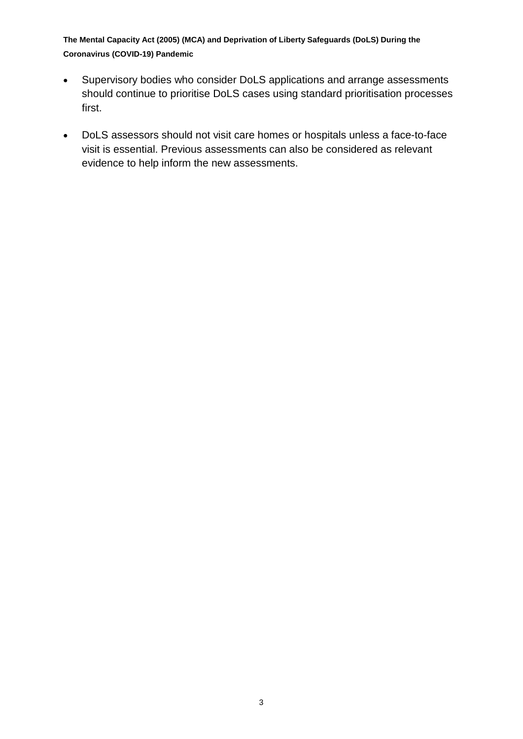- Supervisory bodies who consider DoLS applications and arrange assessments should continue to prioritise DoLS cases using standard prioritisation processes first.

- DoLS assessors should not visit care homes or hospitals unless a face-to-face visit is essential. Previous assessments can also be considered as relevant evidence to help inform the new assessments.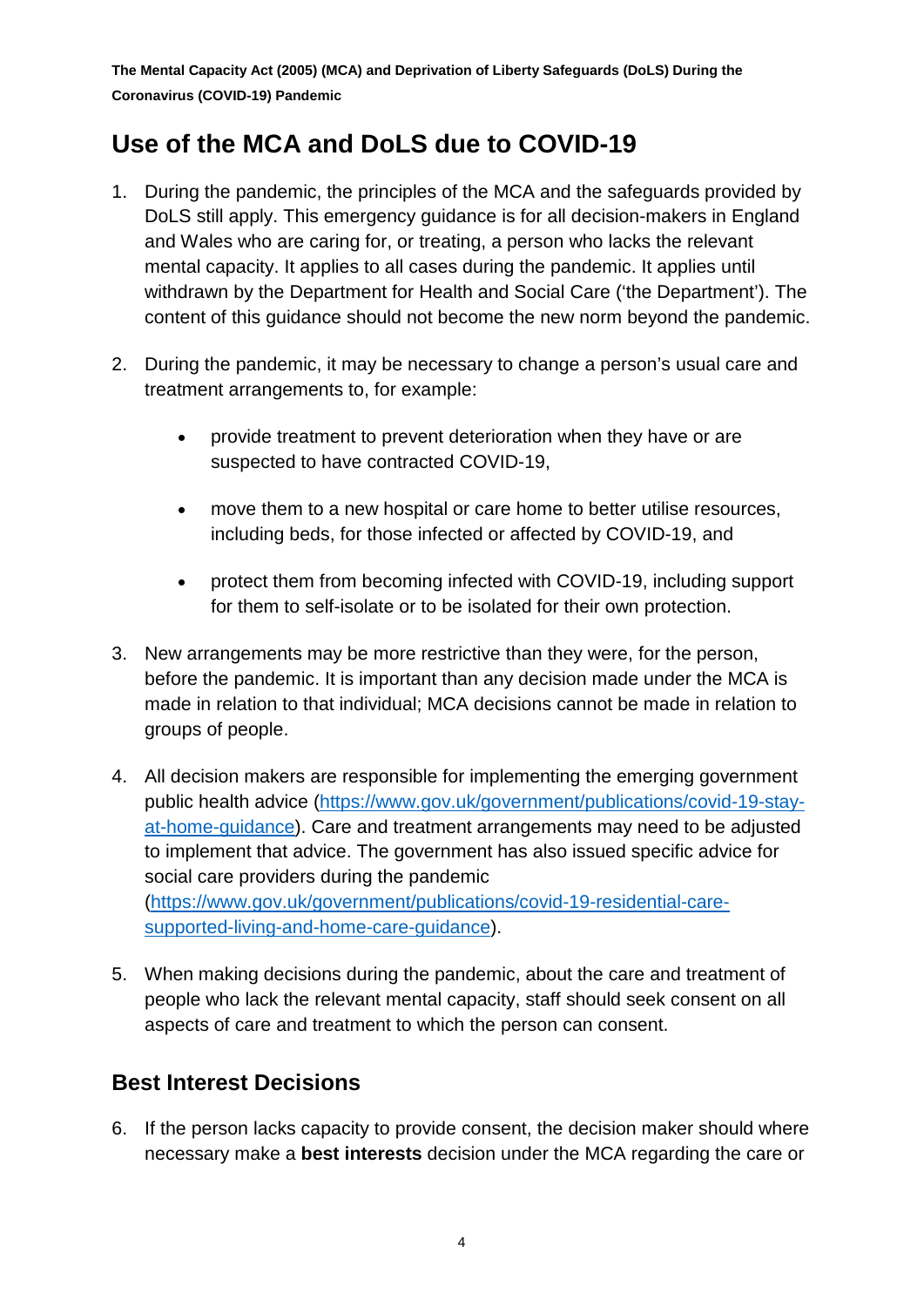# Use of the MCA and DoLS due to COVID-19

1. During the pandemic, the principles of the MCA and the safeguards provided by DoLS still apply. This emergency guidance is for all decision-makers in England and Wales who are caring for, or treating, a person who lacks the relevant mental capacity. It applies to all cases during the pandemic. It applies until withdrawn by the Department for Health and Social Care ('the Department'). The content of this guidance should not become the new norm beyond the pandemic.

2. During the pandemic, it may be necessary to change a person's usual care and treatment arrangements to, for example:

   - provide treatment to prevent deterioration when they have or are suspected to have contracted COVID-19,
   - move them to a new hospital or care home to better utilise resources, including beds, for those infected or affected by COVID-19, and
   - protect them from becoming infected with COVID-19, including support for them to self-isolate or to be isolated for their own protection.

3. New arrangements may be more restrictive than they were, for the person, before the pandemic. It is important than any decision made under the MCA is made in relation to that individual; MCA decisions cannot be made in relation to groups of people.

4. All decision makers are responsible for implementing the emerging government public health advice (https://www.gov.uk/government/publications/covid-19-stay-at-home-guidance). Care and treatment arrangements may need to be adjusted to implement that advice. The government has also issued specific advice for social care providers during the pandemic (https://www.gov.uk/government/publications/covid-19-residential-care-supported-living-and-home-care-guidance).

5. When making decisions during the pandemic, about the care and treatment of people who lack the relevant mental capacity, staff should seek consent on all aspects of care and treatment to which the person can consent.

## Best Interest Decisions

6. If the person lacks capacity to provide consent, the decision maker should where necessary make a **best interests** decision under the MCA regarding the care or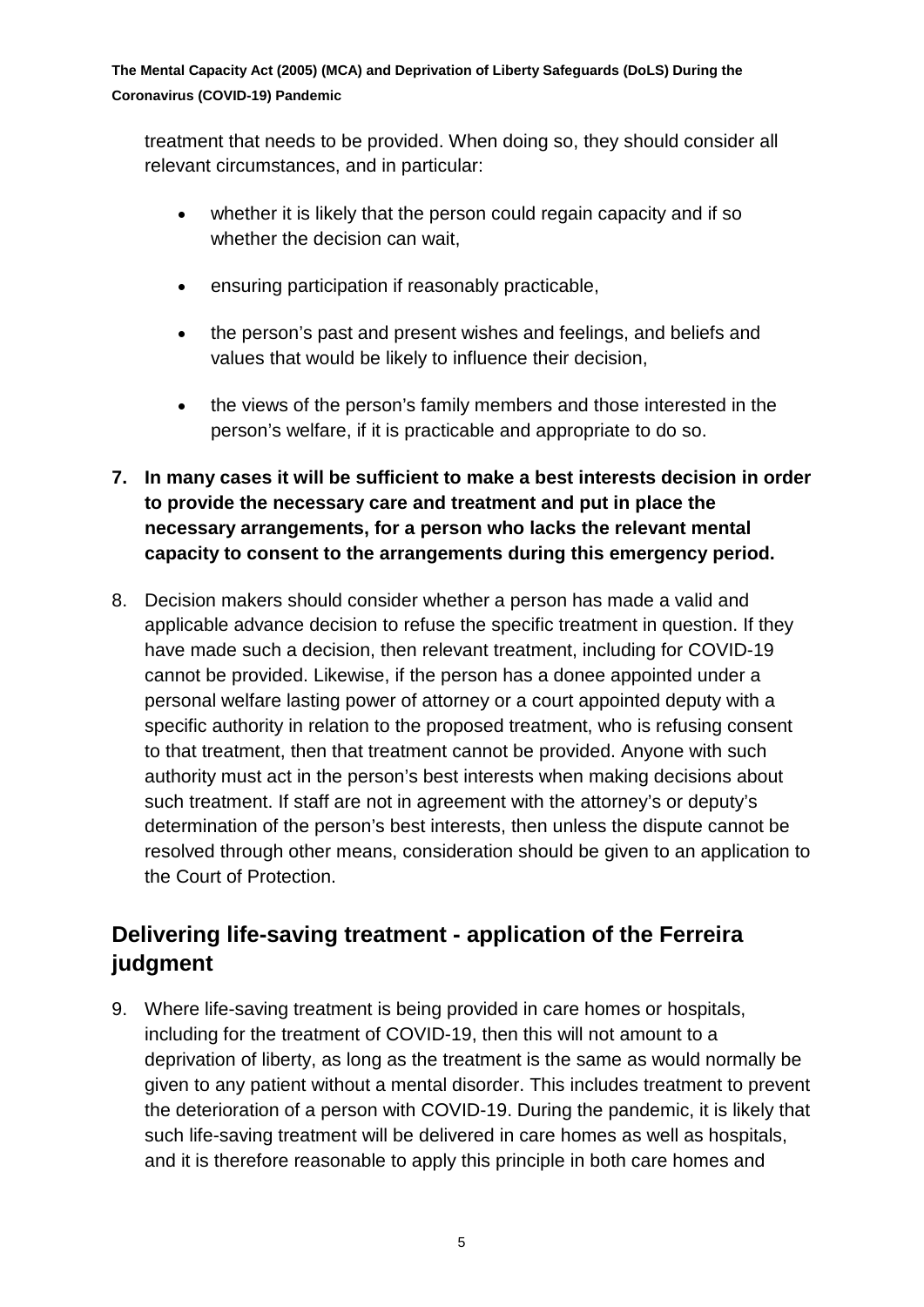treatment that needs to be provided. When doing so, they should consider all relevant circumstances, and in particular:

- whether it is likely that the person could regain capacity and if so whether the decision can wait,
- ensuring participation if reasonably practicable,
- the person's past and present wishes and feelings, and beliefs and values that would be likely to influence their decision,
- the views of the person's family members and those interested in the person's welfare, if it is practicable and appropriate to do so.

7. **In many cases it will be sufficient to make a best interests decision in order to provide the necessary care and treatment and put in place the necessary arrangements, for a person who lacks the relevant mental capacity to consent to the arrangements during this emergency period.**

8. Decision makers should consider whether a person has made a valid and applicable advance decision to refuse the specific treatment in question. If they have made such a decision, then relevant treatment, including for COVID-19 cannot be provided. Likewise, if the person has a donee appointed under a personal welfare lasting power of attorney or a court appointed deputy with a specific authority in relation to the proposed treatment, who is refusing consent to that treatment, then that treatment cannot be provided. Anyone with such authority must act in the person's best interests when making decisions about such treatment. If staff are not in agreement with the attorney's or deputy's determination of the person's best interests, then unless the dispute cannot be resolved through other means, consideration should be given to an application to the Court of Protection.

## Delivering life-saving treatment - application of the Ferreira judgment

9. Where life-saving treatment is being provided in care homes or hospitals, including for the treatment of COVID-19, then this will not amount to a deprivation of liberty, as long as the treatment is the same as would normally be given to any patient without a mental disorder. This includes treatment to prevent the deterioration of a person with COVID-19. During the pandemic, it is likely that such life-saving treatment will be delivered in care homes as well as hospitals, and it is therefore reasonable to apply this principle in both care homes and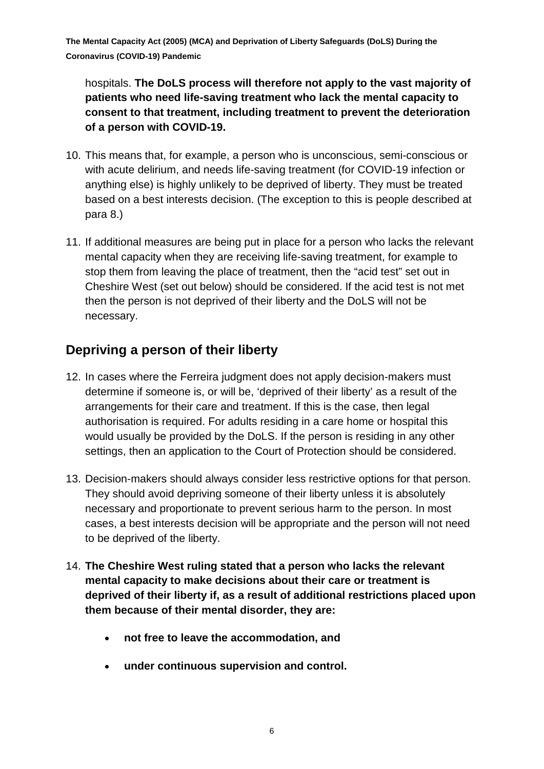hospitals. **The DoLS process will therefore not apply to the vast majority of patients who need life-saving treatment who lack the mental capacity to consent to that treatment, including treatment to prevent the deterioration of a person with COVID-19.**

10. This means that, for example, a person who is unconscious, semi-conscious or with acute delirium, and needs life-saving treatment (for COVID-19 infection or anything else) is highly unlikely to be deprived of liberty. They must be treated based on a best interests decision. (The exception to this is people described at para 8.)

11. If additional measures are being put in place for a person who lacks the relevant mental capacity when they are receiving life-saving treatment, for example to stop them from leaving the place of treatment, then the "acid test" set out in Cheshire West (set out below) should be considered. If the acid test is not met then the person is not deprived of their liberty and the DoLS will not be necessary.

## Depriving a person of their liberty

12. In cases where the Ferreira judgment does not apply decision-makers must determine if someone is, or will be, 'deprived of their liberty' as a result of the arrangements for their care and treatment. If this is the case, then legal authorisation is required. For adults residing in a care home or hospital this would usually be provided by the DoLS. If the person is residing in any other settings, then an application to the Court of Protection should be considered.

13. Decision-makers should always consider less restrictive options for that person. They should avoid depriving someone of their liberty unless it is absolutely necessary and proportionate to prevent serious harm to the person. In most cases, a best interests decision will be appropriate and the person will not need to be deprived of the liberty.

14. **The Cheshire West ruling stated that a person who lacks the relevant mental capacity to make decisions about their care or treatment is deprived of their liberty if, as a result of additional restrictions placed upon them because of their mental disorder, they are:**

    - **not free to leave the accommodation, and**
    - **under continuous supervision and control.**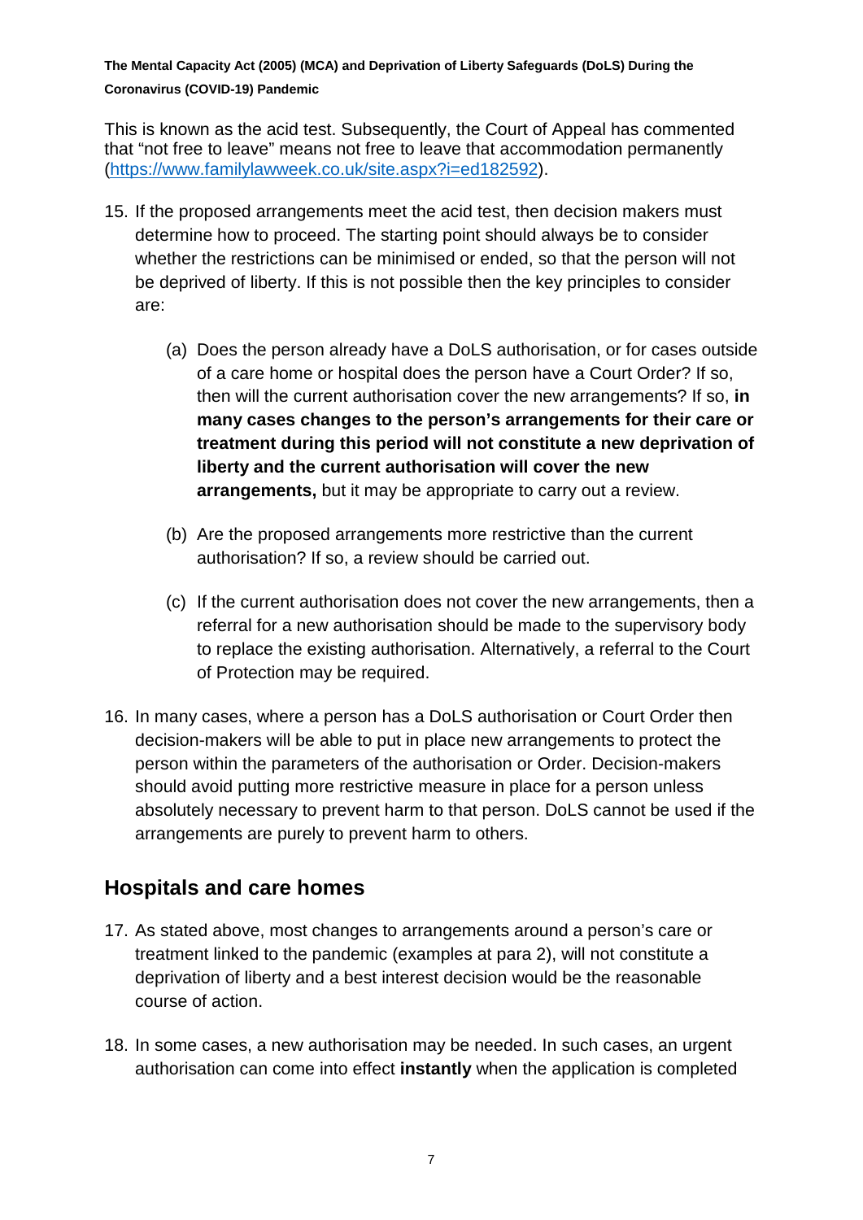This is known as the acid test. Subsequently, the Court of Appeal has commented that "not free to leave" means not free to leave that accommodation permanently (https://www.familylawweek.co.uk/site.aspx?i=ed182592).

15. If the proposed arrangements meet the acid test, then decision makers must determine how to proceed. The starting point should always be to consider whether the restrictions can be minimised or ended, so that the person will not be deprived of liberty. If this is not possible then the key principles to consider are:

    (a) Does the person already have a DoLS authorisation, or for cases outside of a care home or hospital does the person have a Court Order? If so, then will the current authorisation cover the new arrangements? If so, **in many cases changes to the person's arrangements for their care or treatment during this period will not constitute a new deprivation of liberty and the current authorisation will cover the new arrangements,** but it may be appropriate to carry out a review.

    (b) Are the proposed arrangements more restrictive than the current authorisation? If so, a review should be carried out.

    (c) If the current authorisation does not cover the new arrangements, then a referral for a new authorisation should be made to the supervisory body to replace the existing authorisation. Alternatively, a referral to the Court of Protection may be required.

16. In many cases, where a person has a DoLS authorisation or Court Order then decision-makers will be able to put in place new arrangements to protect the person within the parameters of the authorisation or Order. Decision-makers should avoid putting more restrictive measure in place for a person unless absolutely necessary to prevent harm to that person. DoLS cannot be used if the arrangements are purely to prevent harm to others.

## Hospitals and care homes

17. As stated above, most changes to arrangements around a person's care or treatment linked to the pandemic (examples at para 2), will not constitute a deprivation of liberty and a best interest decision would be the reasonable course of action.

18. In some cases, a new authorisation may be needed. In such cases, an urgent authorisation can come into effect **instantly** when the application is completed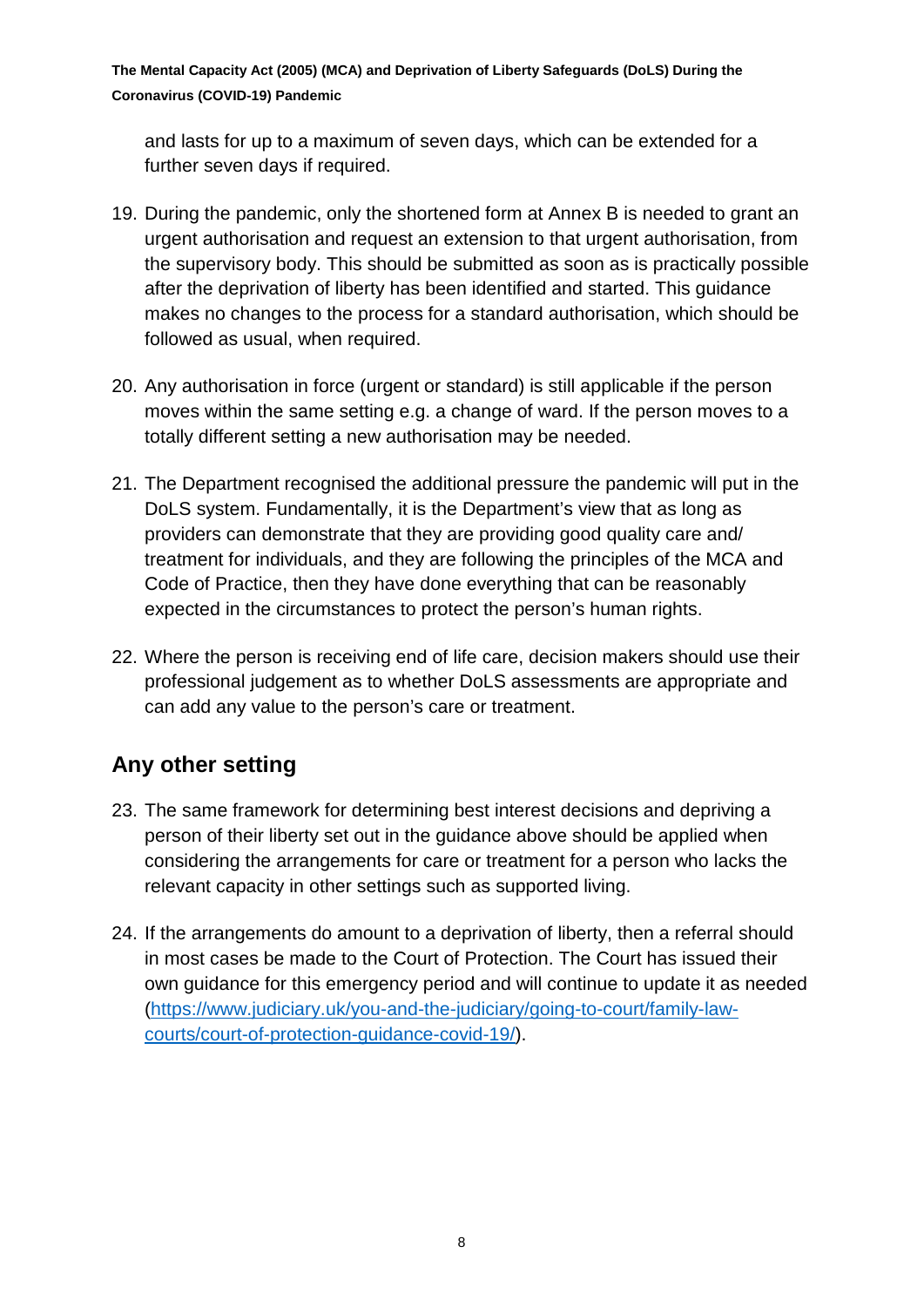and lasts for up to a maximum of seven days, which can be extended for a further seven days if required.

19. During the pandemic, only the shortened form at Annex B is needed to grant an urgent authorisation and request an extension to that urgent authorisation, from the supervisory body. This should be submitted as soon as is practically possible after the deprivation of liberty has been identified and started. This guidance makes no changes to the process for a standard authorisation, which should be followed as usual, when required.

20. Any authorisation in force (urgent or standard) is still applicable if the person moves within the same setting e.g. a change of ward. If the person moves to a totally different setting a new authorisation may be needed.

21. The Department recognised the additional pressure the pandemic will put in the DoLS system. Fundamentally, it is the Department's view that as long as providers can demonstrate that they are providing good quality care and/ treatment for individuals, and they are following the principles of the MCA and Code of Practice, then they have done everything that can be reasonably expected in the circumstances to protect the person's human rights.

22. Where the person is receiving end of life care, decision makers should use their professional judgement as to whether DoLS assessments are appropriate and can add any value to the person's care or treatment.

## Any other setting

23. The same framework for determining best interest decisions and depriving a person of their liberty set out in the guidance above should be applied when considering the arrangements for care or treatment for a person who lacks the relevant capacity in other settings such as supported living.

24. If the arrangements do amount to a deprivation of liberty, then a referral should in most cases be made to the Court of Protection. The Court has issued their own guidance for this emergency period and will continue to update it as needed ([https://www.judiciary.uk/you-and-the-judiciary/going-to-court/family-law-courts/court-of-protection-guidance-covid-19/](https://www.judiciary.uk/you-and-the-judiciary/going-to-court/family-law-courts/court-of-protection-guidance-covid-19/)).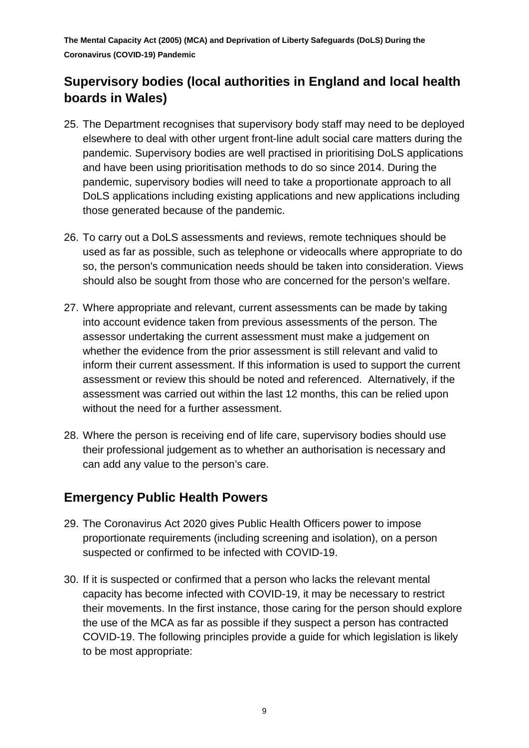## Supervisory bodies (local authorities in England and local health boards in Wales)

25. The Department recognises that supervisory body staff may need to be deployed elsewhere to deal with other urgent front-line adult social care matters during the pandemic. Supervisory bodies are well practised in prioritising DoLS applications and have been using prioritisation methods to do so since 2014. During the pandemic, supervisory bodies will need to take a proportionate approach to all DoLS applications including existing applications and new applications including those generated because of the pandemic.

26. To carry out a DoLS assessments and reviews, remote techniques should be used as far as possible, such as telephone or videocalls where appropriate to do so, the person's communication needs should be taken into consideration. Views should also be sought from those who are concerned for the person's welfare.

27. Where appropriate and relevant, current assessments can be made by taking into account evidence taken from previous assessments of the person. The assessor undertaking the current assessment must make a judgement on whether the evidence from the prior assessment is still relevant and valid to inform their current assessment. If this information is used to support the current assessment or review this should be noted and referenced. Alternatively, if the assessment was carried out within the last 12 months, this can be relied upon without the need for a further assessment.

28. Where the person is receiving end of life care, supervisory bodies should use their professional judgement as to whether an authorisation is necessary and can add any value to the person's care.

## Emergency Public Health Powers

29. The Coronavirus Act 2020 gives Public Health Officers power to impose proportionate requirements (including screening and isolation), on a person suspected or confirmed to be infected with COVID-19.

30. If it is suspected or confirmed that a person who lacks the relevant mental capacity has become infected with COVID-19, it may be necessary to restrict their movements. In the first instance, those caring for the person should explore the use of the MCA as far as possible if they suspect a person has contracted COVID-19. The following principles provide a guide for which legislation is likely to be most appropriate: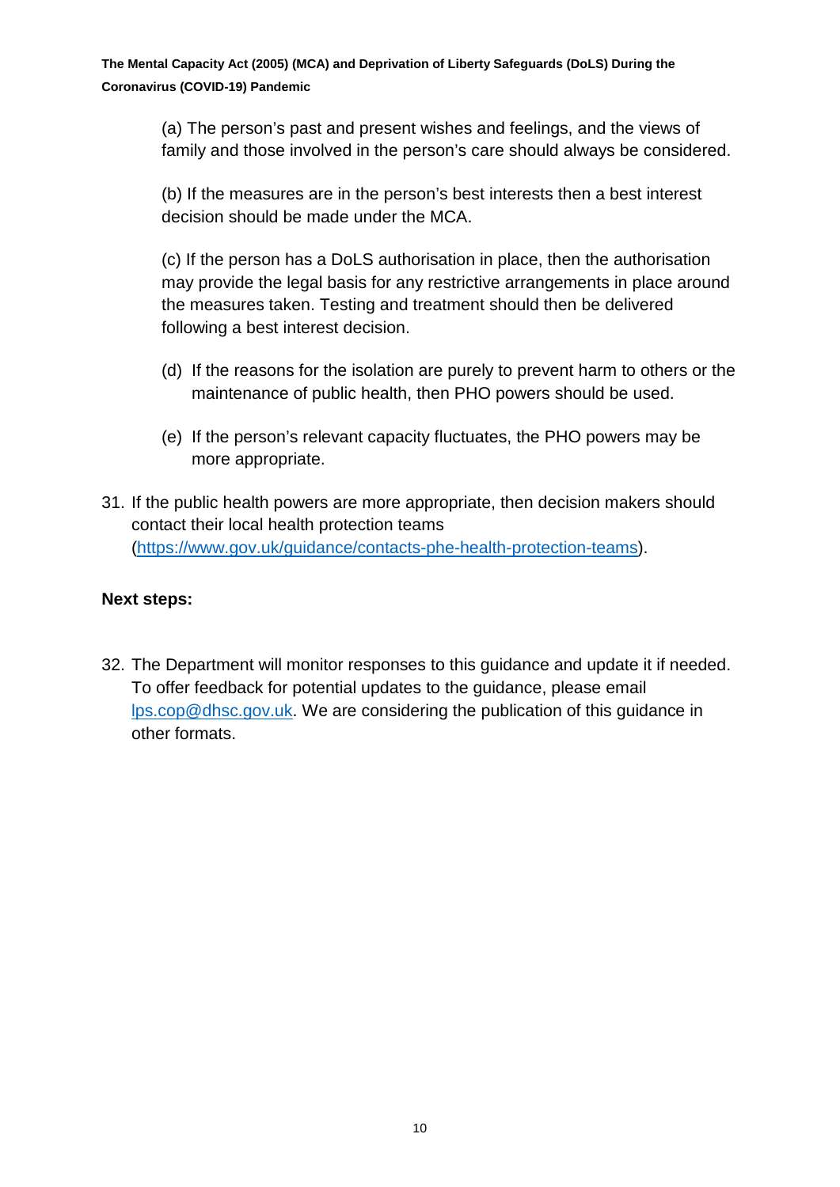(a) The person's past and present wishes and feelings, and the views of family and those involved in the person's care should always be considered.

(b) If the measures are in the person's best interests then a best interest decision should be made under the MCA.

(c) If the person has a DoLS authorisation in place, then the authorisation may provide the legal basis for any restrictive arrangements in place around the measures taken. Testing and treatment should then be delivered following a best interest decision.

(d) If the reasons for the isolation are purely to prevent harm to others or the maintenance of public health, then PHO powers should be used.

(e) If the person's relevant capacity fluctuates, the PHO powers may be more appropriate.

31. If the public health powers are more appropriate, then decision makers should contact their local health protection teams (https://www.gov.uk/guidance/contacts-phe-health-protection-teams).

**Next steps:**

32. The Department will monitor responses to this guidance and update it if needed. To offer feedback for potential updates to the guidance, please email lps.cop@dhsc.gov.uk. We are considering the publication of this guidance in other formats.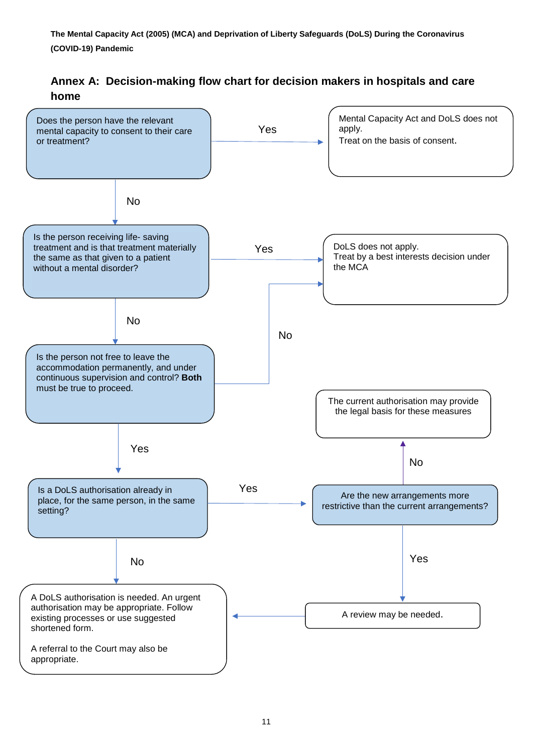## Annex A: Decision-making flow chart for decision makers in hospitals and care home

Does the person have the relevant mental capacity to consent to their care or treatment?

Yes

Mental Capacity Act and DoLS does not apply.
Treat on the basis of consent.

No

Is the person receiving life- saving treatment and is that treatment materially the same as that given to a patient without a mental disorder?

Yes

DoLS does not apply.
Treat by a best interests decision under the MCA

No

Is the person not free to leave the accommodation permanently, and under continuous supervision and control? **Both** must be true to proceed.

No

Yes

Is a DoLS authorisation already in place, for the same person, in the same setting?

Yes

Are the new arrangements more restrictive than the current arrangements?

No

The current authorisation may provide the legal basis for these measures

Yes

A review may be needed.

No

A DoLS authorisation is needed. An urgent authorisation may be appropriate. Follow existing processes or use suggested shortened form.

A referral to the Court may also be appropriate.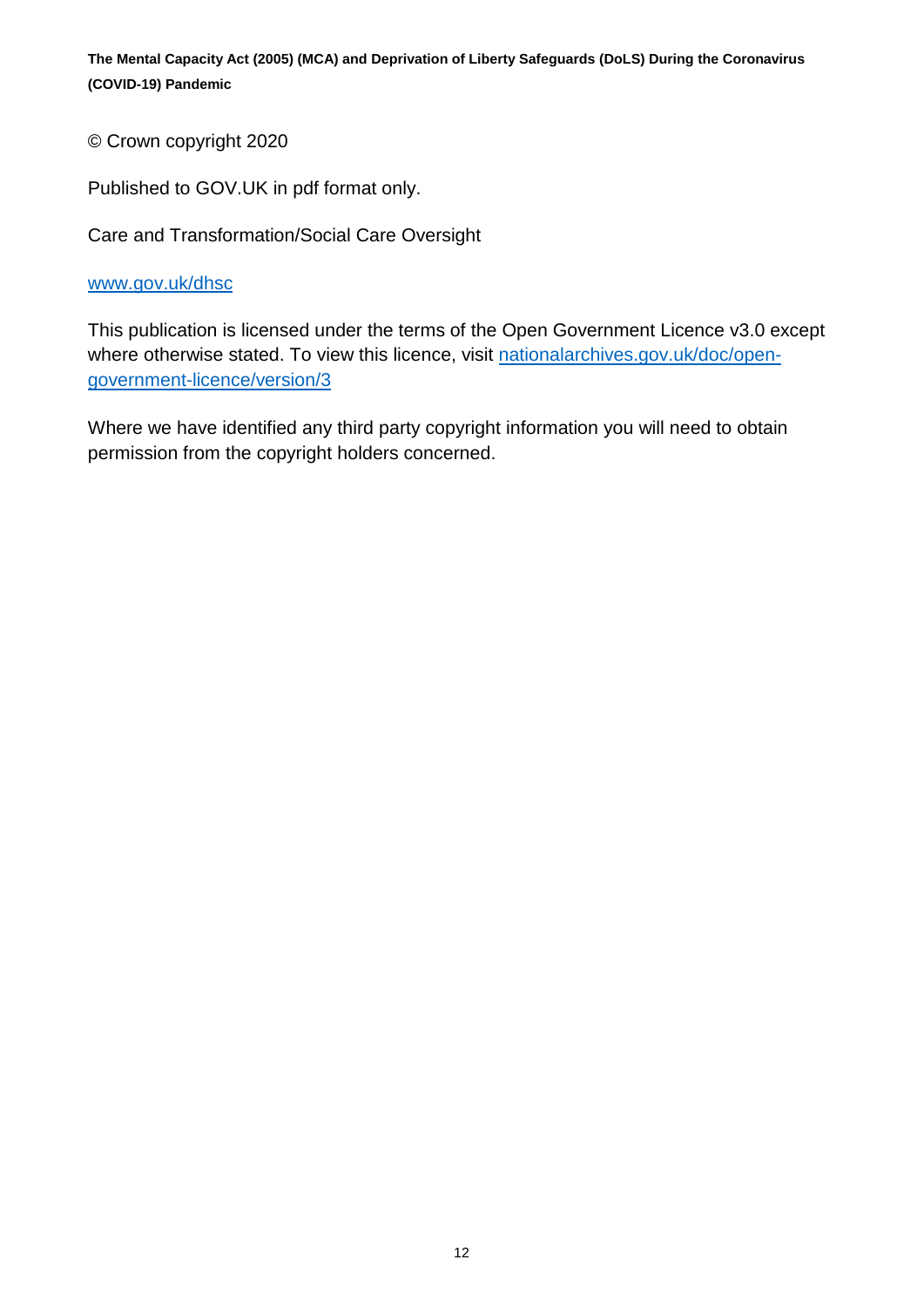© Crown copyright 2020

Published to GOV.UK in pdf format only.

Care and Transformation/Social Care Oversight

[www.gov.uk/dhsc](http://www.gov.uk/dhsc)

This publication is licensed under the terms of the Open Government Licence v3.0 except where otherwise stated. To view this licence, visit [nationalarchives.gov.uk/doc/open-government-licence/version/3](http://nationalarchives.gov.uk/doc/open-government-licence/version/3)

Where we have identified any third party copyright information you will need to obtain permission from the copyright holders concerned.